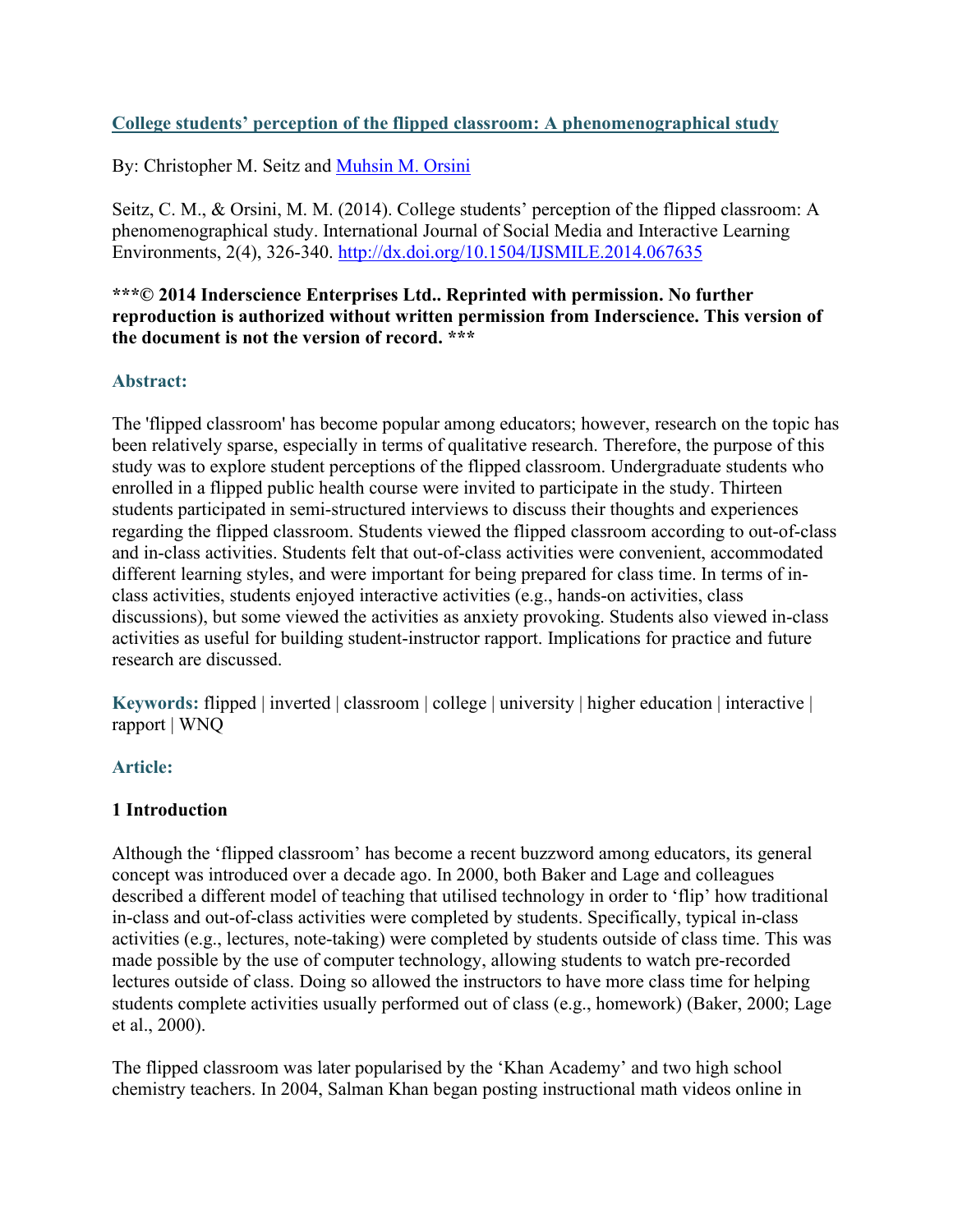# [College students' perception of the flipped classroom: A phenomenographical study](#)

By: Christopher M. Seitz and [Muhsin M. Orsini](#)

Seitz, C. M., & Orsini, M. M. (2014). College students' perception of the flipped classroom: A phenomenographical study. International Journal of Social Media and Interactive Learning Environments, 2(4), 326-340. [http://dx.doi.org/10.1504/IJSMILE.2014.067635](http://dx.doi.org/10.1504/IJSMILE.2014.067635)

**\*\*\*© 2014 Inderscience Enterprises Ltd.. Reprinted with permission. No further reproduction is authorized without written permission from Inderscience. This version of the document is not the version of record. \*\*\***

## Abstract:

The 'flipped classroom' has become popular among educators; however, research on the topic has been relatively sparse, especially in terms of qualitative research. Therefore, the purpose of this study was to explore student perceptions of the flipped classroom. Undergraduate students who enrolled in a flipped public health course were invited to participate in the study. Thirteen students participated in semi-structured interviews to discuss their thoughts and experiences regarding the flipped classroom. Students viewed the flipped classroom according to out-of-class and in-class activities. Students felt that out-of-class activities were convenient, accommodated different learning styles, and were important for being prepared for class time. In terms of in-class activities, students enjoyed interactive activities (e.g., hands-on activities, class discussions), but some viewed the activities as anxiety provoking. Students also viewed in-class activities as useful for building student-instructor rapport. Implications for practice and future research are discussed.

**Keywords:** flipped | inverted | classroom | college | university | higher education | interactive | rapport | WNQ

## Article:

### 1 Introduction

Although the 'flipped classroom' has become a recent buzzword among educators, its general concept was introduced over a decade ago. In 2000, both Baker and Lage and colleagues described a different model of teaching that utilised technology in order to 'flip' how traditional in-class and out-of-class activities were completed by students. Specifically, typical in-class activities (e.g., lectures, note-taking) were completed by students outside of class time. This was made possible by the use of computer technology, allowing students to watch pre-recorded lectures outside of class. Doing so allowed the instructors to have more class time for helping students complete activities usually performed out of class (e.g., homework) (Baker, 2000; Lage et al., 2000).

The flipped classroom was later popularised by the 'Khan Academy' and two high school chemistry teachers. In 2004, Salman Khan began posting instructional math videos online in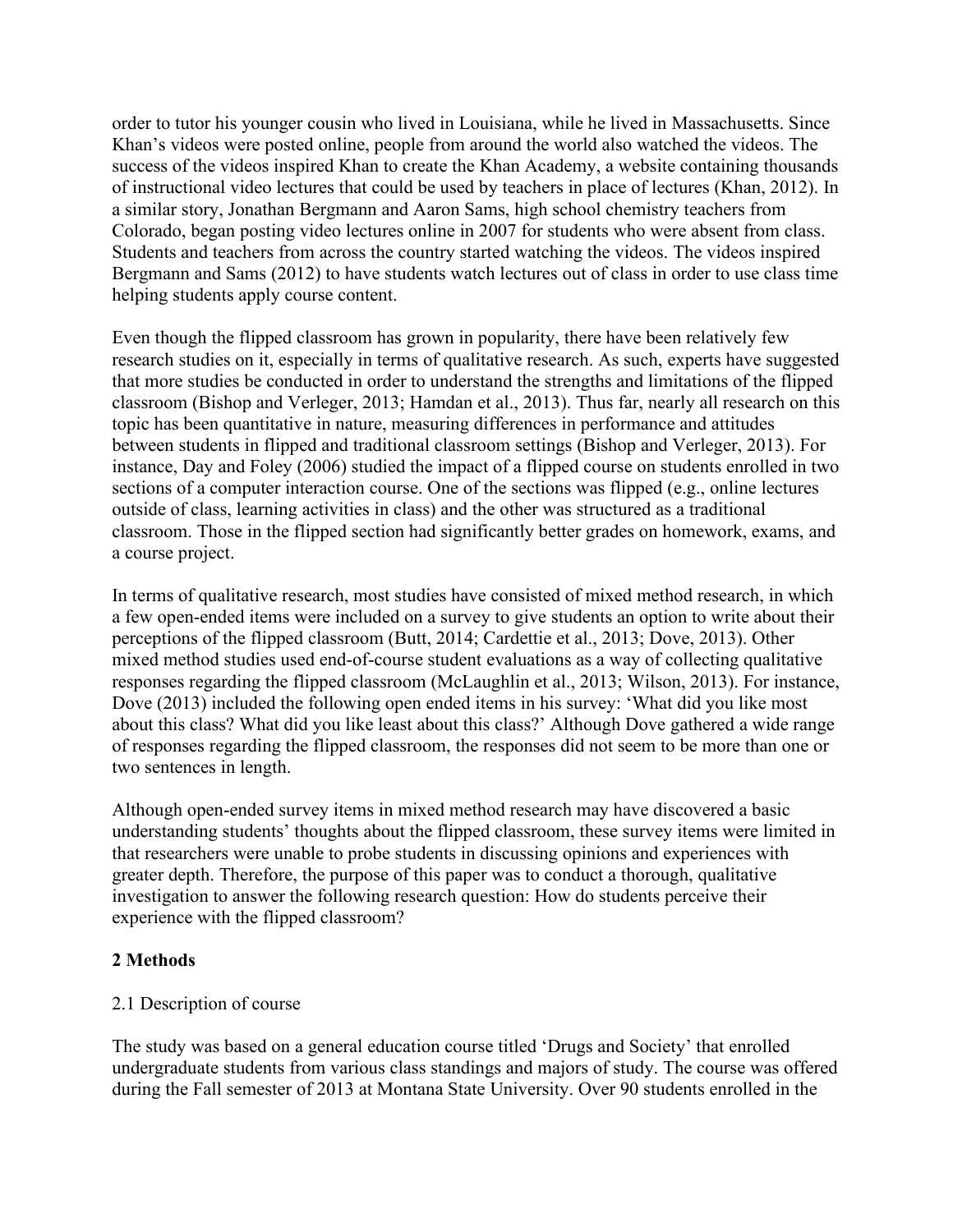order to tutor his younger cousin who lived in Louisiana, while he lived in Massachusetts. Since Khan's videos were posted online, people from around the world also watched the videos. The success of the videos inspired Khan to create the Khan Academy, a website containing thousands of instructional video lectures that could be used by teachers in place of lectures (Khan, 2012). In a similar story, Jonathan Bergmann and Aaron Sams, high school chemistry teachers from Colorado, began posting video lectures online in 2007 for students who were absent from class. Students and teachers from across the country started watching the videos. The videos inspired Bergmann and Sams (2012) to have students watch lectures out of class in order to use class time helping students apply course content.

Even though the flipped classroom has grown in popularity, there have been relatively few research studies on it, especially in terms of qualitative research. As such, experts have suggested that more studies be conducted in order to understand the strengths and limitations of the flipped classroom (Bishop and Verleger, 2013; Hamdan et al., 2013). Thus far, nearly all research on this topic has been quantitative in nature, measuring differences in performance and attitudes between students in flipped and traditional classroom settings (Bishop and Verleger, 2013). For instance, Day and Foley (2006) studied the impact of a flipped course on students enrolled in two sections of a computer interaction course. One of the sections was flipped (e.g., online lectures outside of class, learning activities in class) and the other was structured as a traditional classroom. Those in the flipped section had significantly better grades on homework, exams, and a course project.

In terms of qualitative research, most studies have consisted of mixed method research, in which a few open-ended items were included on a survey to give students an option to write about their perceptions of the flipped classroom (Butt, 2014; Cardettie et al., 2013; Dove, 2013). Other mixed method studies used end-of-course student evaluations as a way of collecting qualitative responses regarding the flipped classroom (McLaughlin et al., 2013; Wilson, 2013). For instance, Dove (2013) included the following open ended items in his survey: 'What did you like most about this class? What did you like least about this class?' Although Dove gathered a wide range of responses regarding the flipped classroom, the responses did not seem to be more than one or two sentences in length.

Although open-ended survey items in mixed method research may have discovered a basic understanding students' thoughts about the flipped classroom, these survey items were limited in that researchers were unable to probe students in discussing opinions and experiences with greater depth. Therefore, the purpose of this paper was to conduct a thorough, qualitative investigation to answer the following research question: How do students perceive their experience with the flipped classroom?

## 2 Methods

### 2.1 Description of course

The study was based on a general education course titled 'Drugs and Society' that enrolled undergraduate students from various class standings and majors of study. The course was offered during the Fall semester of 2013 at Montana State University. Over 90 students enrolled in the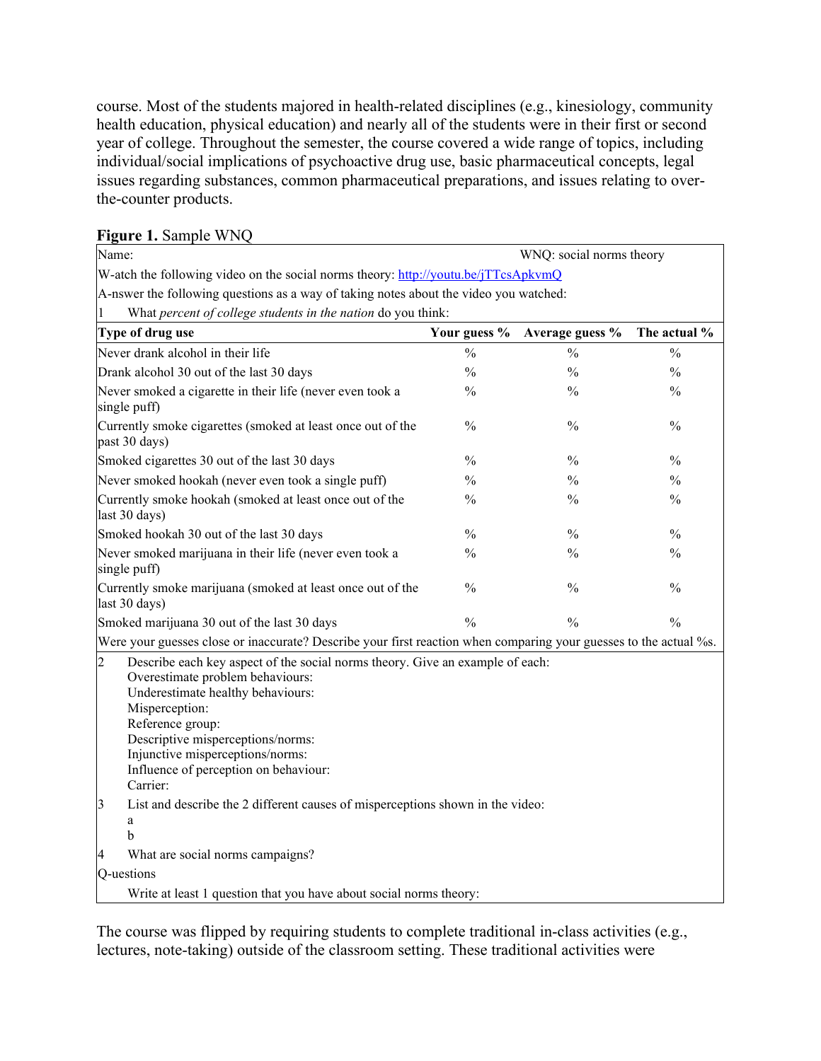course. Most of the students majored in health-related disciplines (e.g., kinesiology, community health education, physical education) and nearly all of the students were in their first or second year of college. Throughout the semester, the course covered a wide range of topics, including individual/social implications of psychoactive drug use, basic pharmaceutical concepts, legal issues regarding substances, common pharmaceutical preparations, and issues relating to over-the-counter products.

**Figure 1.** Sample WNQ

| Name: | | WNQ: social norms theory | |
|---|---|---|---|
| W-atch the following video on the social norms theory: http://youtu.be/jTTcsApkvmQ | | | |
| A-nswer the following questions as a way of taking notes about the video you watched: | | | |
| 1 What *percent of college students in the nation* do you think: | | | |
| **Type of drug use** | **Your guess %** | **Average guess %** | **The actual %** |
| Never drank alcohol in their life | % | % | % |
| Drank alcohol 30 out of the last 30 days | % | % | % |
| Never smoked a cigarette in their life (never even took a single puff) | % | % | % |
| Currently smoke cigarettes (smoked at least once out of the past 30 days) | % | % | % |
| Smoked cigarettes 30 out of the last 30 days | % | % | % |
| Never smoked hookah (never even took a single puff) | % | % | % |
| Currently smoke hookah (smoked at least once out of the last 30 days) | % | % | % |
| Smoked hookah 30 out of the last 30 days | % | % | % |
| Never smoked marijuana in their life (never even took a single puff) | % | % | % |
| Currently smoke marijuana (smoked at least once out of the last 30 days) | % | % | % |
| Smoked marijuana 30 out of the last 30 days | % | % | % |
| Were your guesses close or inaccurate? Describe your first reaction when comparing your guesses to the actual %s. | | | |
| 2 Describe each key aspect of the social norms theory. Give an example of each: Overestimate problem behaviours: Underestimate healthy behaviours: Misperception: Reference group: Descriptive misperceptions/norms: Injunctive misperceptions/norms: Influence of perception on behaviour: Carrier: | | | |
| 3 List and describe the 2 different causes of misperceptions shown in the video: a b | | | |
| 4 What are social norms campaigns? | | | |
| Q-uestions | | | |
| Write at least 1 question that you have about social norms theory: | | | |

The course was flipped by requiring students to complete traditional in-class activities (e.g., lectures, note-taking) outside of the classroom setting. These traditional activities were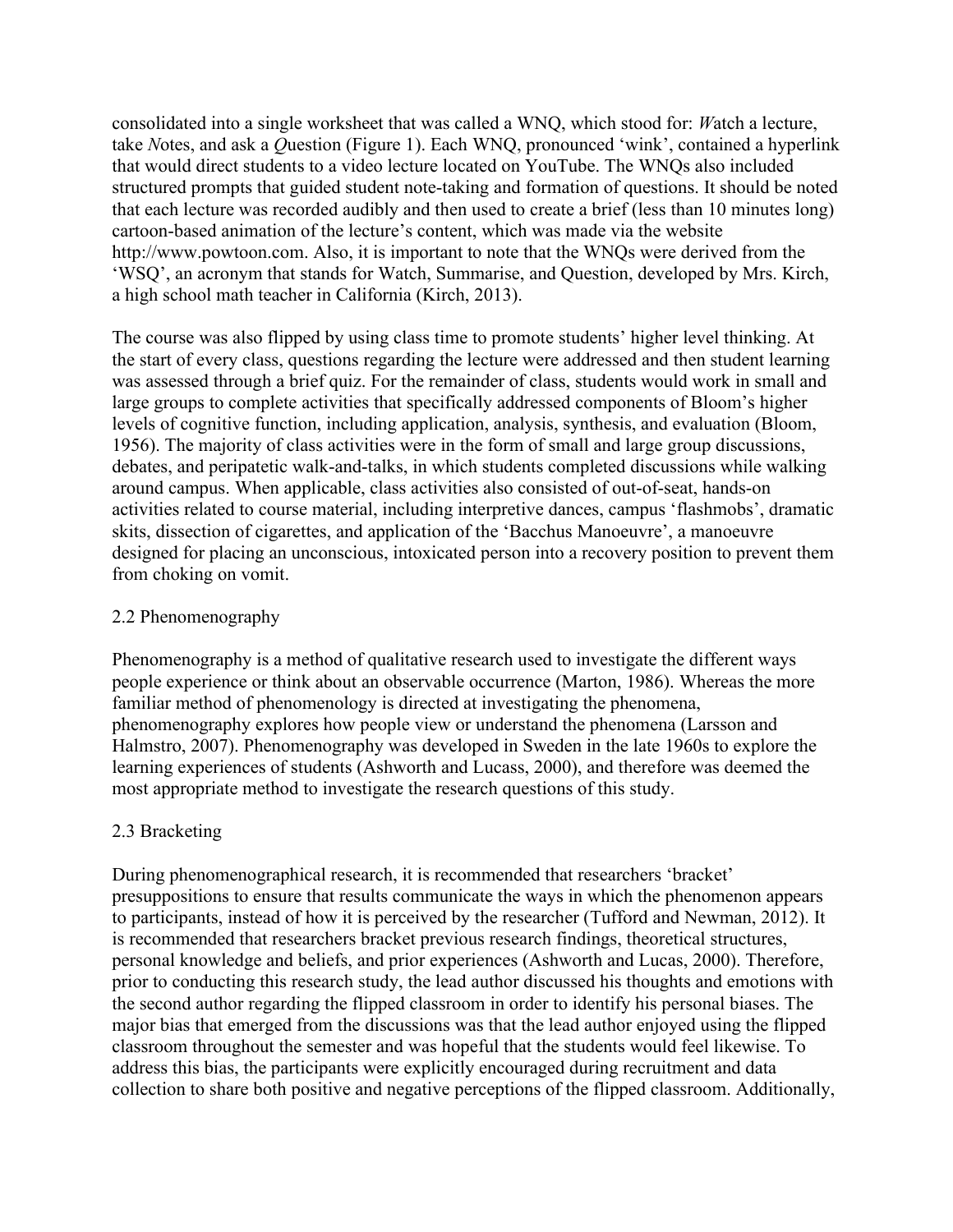consolidated into a single worksheet that was called a WNQ, which stood for: *W*atch a lecture, take *N*otes, and ask a *Q*uestion (Figure 1). Each WNQ, pronounced 'wink', contained a hyperlink that would direct students to a video lecture located on YouTube. The WNQs also included structured prompts that guided student note-taking and formation of questions. It should be noted that each lecture was recorded audibly and then used to create a brief (less than 10 minutes long) cartoon-based animation of the lecture's content, which was made via the website http://www.powtoon.com. Also, it is important to note that the WNQs were derived from the 'WSQ', an acronym that stands for Watch, Summarise, and Question, developed by Mrs. Kirch, a high school math teacher in California (Kirch, 2013).

The course was also flipped by using class time to promote students' higher level thinking. At the start of every class, questions regarding the lecture were addressed and then student learning was assessed through a brief quiz. For the remainder of class, students would work in small and large groups to complete activities that specifically addressed components of Bloom's higher levels of cognitive function, including application, analysis, synthesis, and evaluation (Bloom, 1956). The majority of class activities were in the form of small and large group discussions, debates, and peripatetic walk-and-talks, in which students completed discussions while walking around campus. When applicable, class activities also consisted of out-of-seat, hands-on activities related to course material, including interpretive dances, campus 'flashmobs', dramatic skits, dissection of cigarettes, and application of the 'Bacchus Manoeuvre', a manoeuvre designed for placing an unconscious, intoxicated person into a recovery position to prevent them from choking on vomit.

## 2.2 Phenomenography

Phenomenography is a method of qualitative research used to investigate the different ways people experience or think about an observable occurrence (Marton, 1986). Whereas the more familiar method of phenomenology is directed at investigating the phenomena, phenomenography explores how people view or understand the phenomena (Larsson and Halmstro, 2007). Phenomenography was developed in Sweden in the late 1960s to explore the learning experiences of students (Ashworth and Lucass, 2000), and therefore was deemed the most appropriate method to investigate the research questions of this study.

## 2.3 Bracketing

During phenomenographical research, it is recommended that researchers 'bracket' presuppositions to ensure that results communicate the ways in which the phenomenon appears to participants, instead of how it is perceived by the researcher (Tufford and Newman, 2012). It is recommended that researchers bracket previous research findings, theoretical structures, personal knowledge and beliefs, and prior experiences (Ashworth and Lucas, 2000). Therefore, prior to conducting this research study, the lead author discussed his thoughts and emotions with the second author regarding the flipped classroom in order to identify his personal biases. The major bias that emerged from the discussions was that the lead author enjoyed using the flipped classroom throughout the semester and was hopeful that the students would feel likewise. To address this bias, the participants were explicitly encouraged during recruitment and data collection to share both positive and negative perceptions of the flipped classroom. Additionally,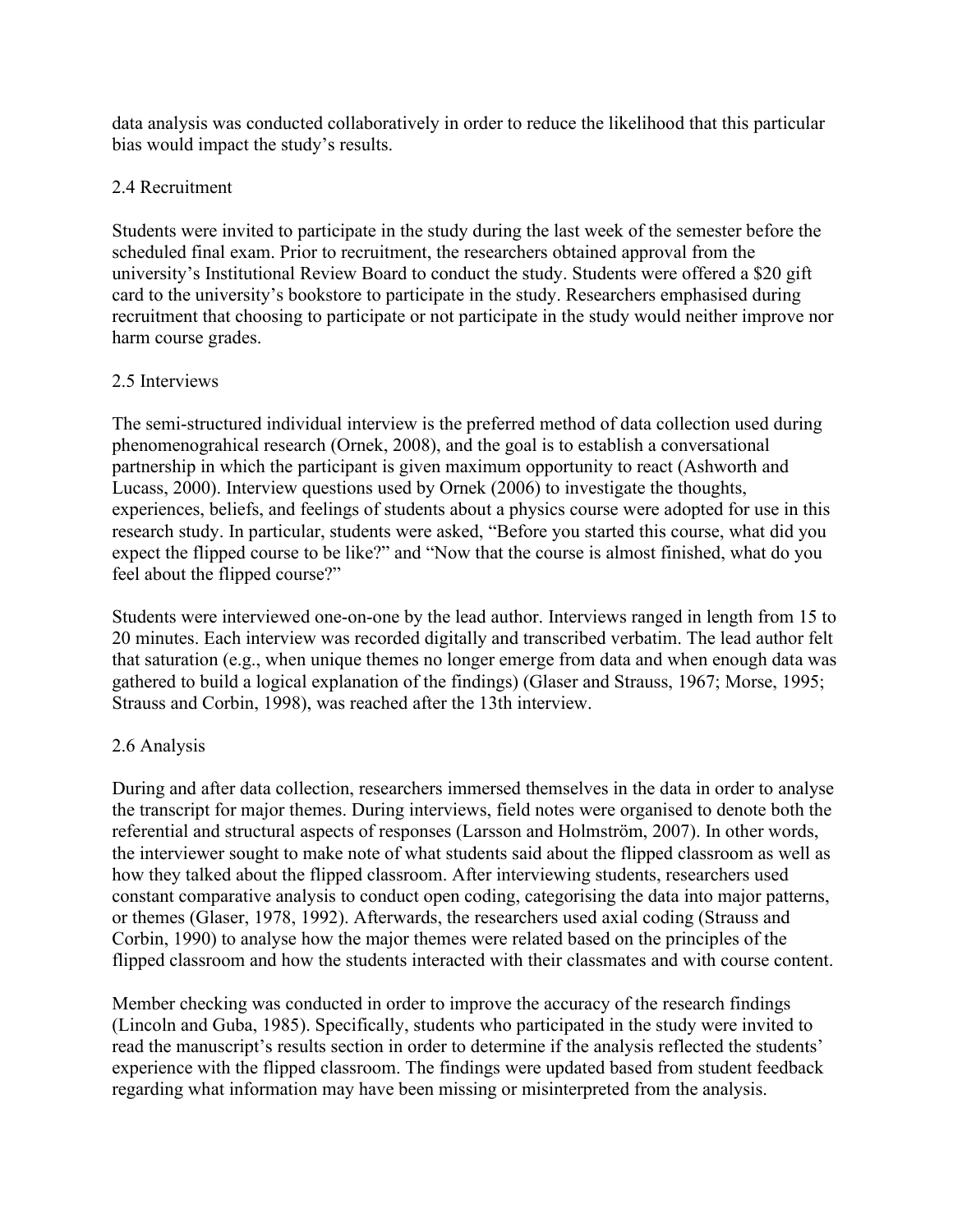data analysis was conducted collaboratively in order to reduce the likelihood that this particular bias would impact the study's results.

### 2.4 Recruitment

Students were invited to participate in the study during the last week of the semester before the scheduled final exam. Prior to recruitment, the researchers obtained approval from the university's Institutional Review Board to conduct the study. Students were offered a $20 gift card to the university's bookstore to participate in the study. Researchers emphasised during recruitment that choosing to participate or not participate in the study would neither improve nor harm course grades.

### 2.5 Interviews

The semi-structured individual interview is the preferred method of data collection used during phenomenograhical research (Ornek, 2008), and the goal is to establish a conversational partnership in which the participant is given maximum opportunity to react (Ashworth and Lucass, 2000). Interview questions used by Ornek (2006) to investigate the thoughts, experiences, beliefs, and feelings of students about a physics course were adopted for use in this research study. In particular, students were asked, "Before you started this course, what did you expect the flipped course to be like?" and "Now that the course is almost finished, what do you feel about the flipped course?"

Students were interviewed one-on-one by the lead author. Interviews ranged in length from 15 to 20 minutes. Each interview was recorded digitally and transcribed verbatim. The lead author felt that saturation (e.g., when unique themes no longer emerge from data and when enough data was gathered to build a logical explanation of the findings) (Glaser and Strauss, 1967; Morse, 1995; Strauss and Corbin, 1998), was reached after the 13th interview.

### 2.6 Analysis

During and after data collection, researchers immersed themselves in the data in order to analyse the transcript for major themes. During interviews, field notes were organised to denote both the referential and structural aspects of responses (Larsson and Holmström, 2007). In other words, the interviewer sought to make note of what students said about the flipped classroom as well as how they talked about the flipped classroom. After interviewing students, researchers used constant comparative analysis to conduct open coding, categorising the data into major patterns, or themes (Glaser, 1978, 1992). Afterwards, the researchers used axial coding (Strauss and Corbin, 1990) to analyse how the major themes were related based on the principles of the flipped classroom and how the students interacted with their classmates and with course content.

Member checking was conducted in order to improve the accuracy of the research findings (Lincoln and Guba, 1985). Specifically, students who participated in the study were invited to read the manuscript's results section in order to determine if the analysis reflected the students' experience with the flipped classroom. The findings were updated based from student feedback regarding what information may have been missing or misinterpreted from the analysis.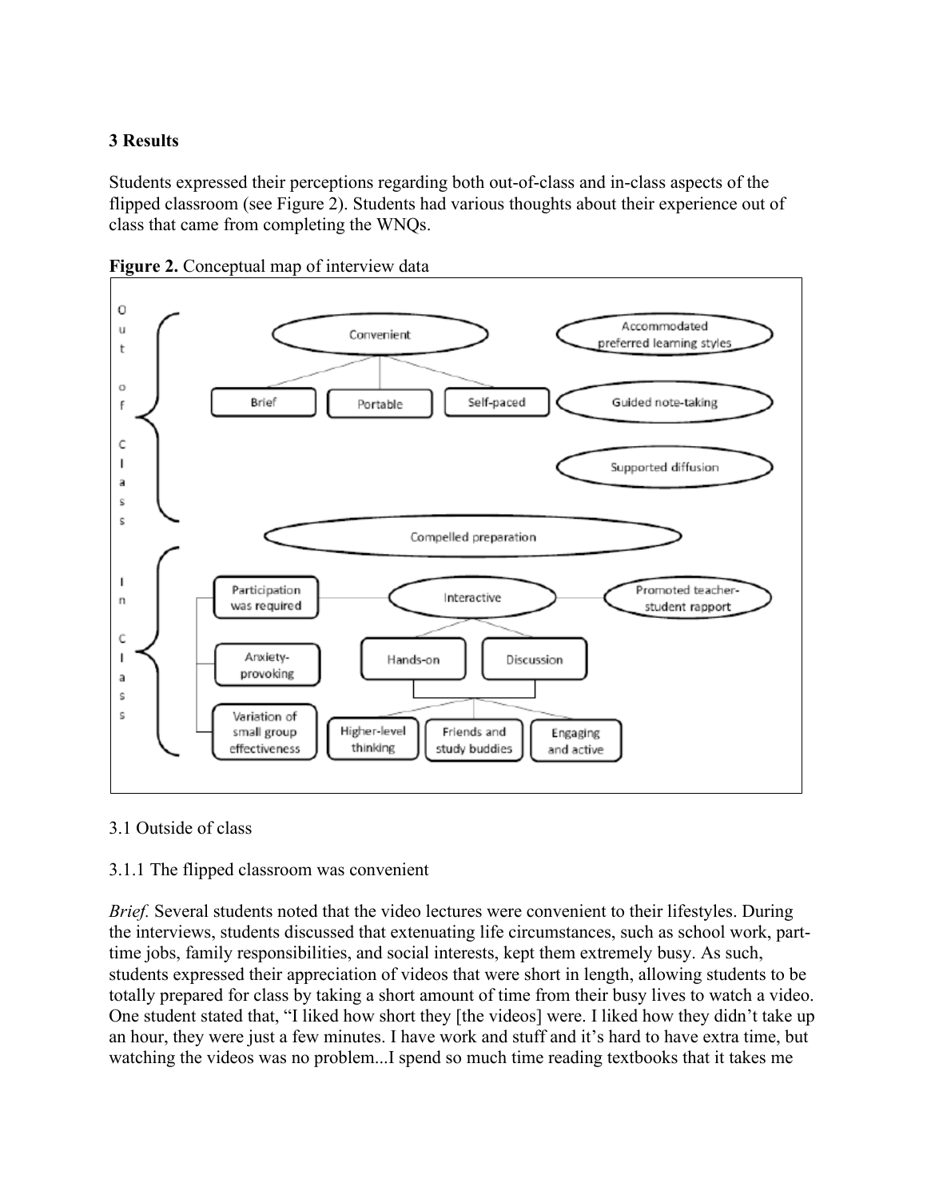### 3 Results

Students expressed their perceptions regarding both out-of-class and in-class aspects of the flipped classroom (see Figure 2). Students had various thoughts about their experience out of class that came from completing the WNQs.

**Figure 2.** Conceptual map of interview data

3.1 Outside of class

3.1.1 The flipped classroom was convenient

*Brief.* Several students noted that the video lectures were convenient to their lifestyles. During the interviews, students discussed that extenuating life circumstances, such as school work, part-time jobs, family responsibilities, and social interests, kept them extremely busy. As such, students expressed their appreciation of videos that were short in length, allowing students to be totally prepared for class by taking a short amount of time from their busy lives to watch a video. One student stated that, "I liked how short they [the videos] were. I liked how they didn't take up an hour, they were just a few minutes. I have work and stuff and it's hard to have extra time, but watching the videos was no problem...I spend so much time reading textbooks that it takes me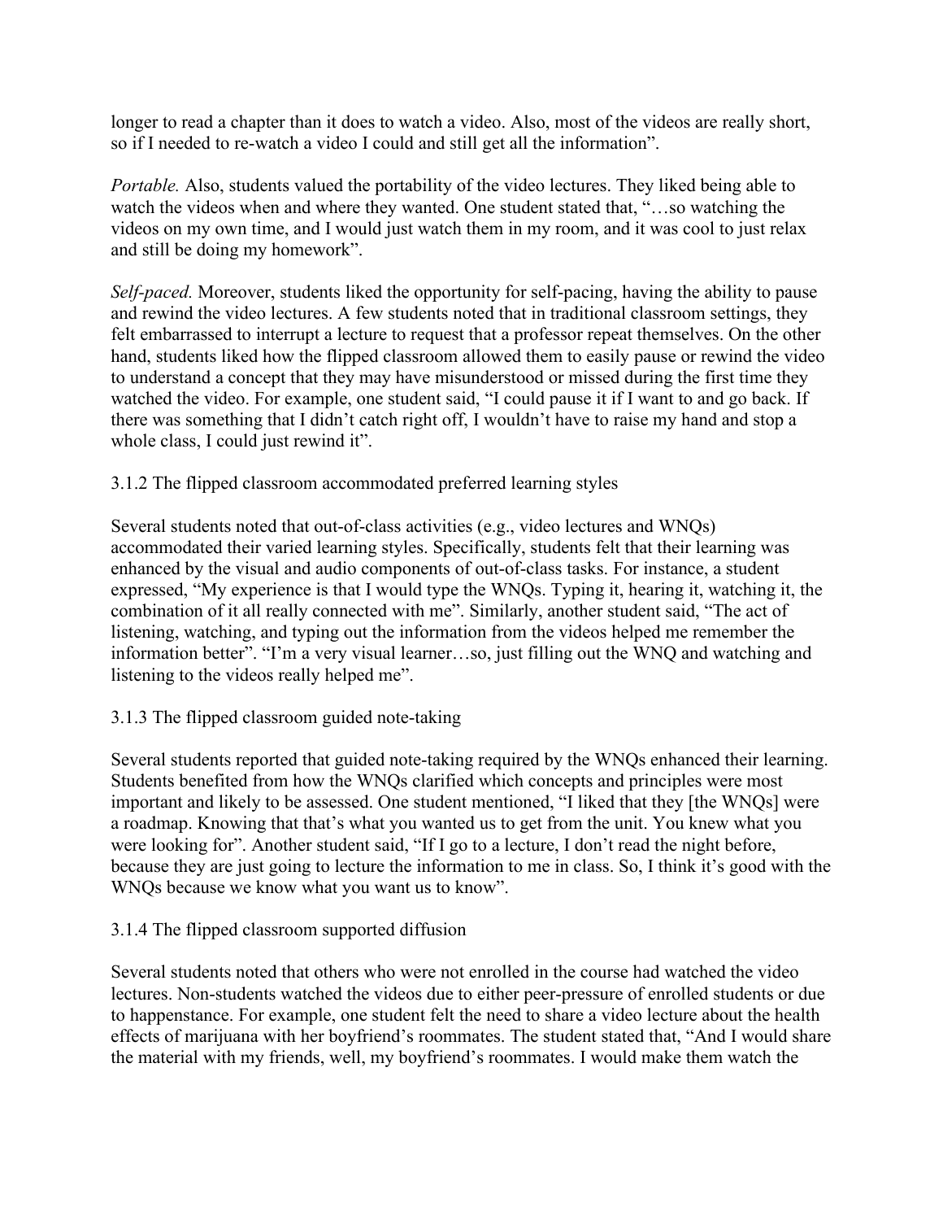longer to read a chapter than it does to watch a video. Also, most of the videos are really short, so if I needed to re-watch a video I could and still get all the information".

*Portable.* Also, students valued the portability of the video lectures. They liked being able to watch the videos when and where they wanted. One student stated that, "…so watching the videos on my own time, and I would just watch them in my room, and it was cool to just relax and still be doing my homework".

*Self-paced.* Moreover, students liked the opportunity for self-pacing, having the ability to pause and rewind the video lectures. A few students noted that in traditional classroom settings, they felt embarrassed to interrupt a lecture to request that a professor repeat themselves. On the other hand, students liked how the flipped classroom allowed them to easily pause or rewind the video to understand a concept that they may have misunderstood or missed during the first time they watched the video. For example, one student said, "I could pause it if I want to and go back. If there was something that I didn't catch right off, I wouldn't have to raise my hand and stop a whole class, I could just rewind it".

### 3.1.2 The flipped classroom accommodated preferred learning styles

Several students noted that out-of-class activities (e.g., video lectures and WNQs) accommodated their varied learning styles. Specifically, students felt that their learning was enhanced by the visual and audio components of out-of-class tasks. For instance, a student expressed, "My experience is that I would type the WNQs. Typing it, hearing it, watching it, the combination of it all really connected with me". Similarly, another student said, "The act of listening, watching, and typing out the information from the videos helped me remember the information better". "I'm a very visual learner…so, just filling out the WNQ and watching and listening to the videos really helped me".

### 3.1.3 The flipped classroom guided note-taking

Several students reported that guided note-taking required by the WNQs enhanced their learning. Students benefited from how the WNQs clarified which concepts and principles were most important and likely to be assessed. One student mentioned, "I liked that they [the WNQs] were a roadmap. Knowing that that's what you wanted us to get from the unit. You knew what you were looking for". Another student said, "If I go to a lecture, I don't read the night before, because they are just going to lecture the information to me in class. So, I think it's good with the WNQs because we know what you want us to know".

### 3.1.4 The flipped classroom supported diffusion

Several students noted that others who were not enrolled in the course had watched the video lectures. Non-students watched the videos due to either peer-pressure of enrolled students or due to happenstance. For example, one student felt the need to share a video lecture about the health effects of marijuana with her boyfriend's roommates. The student stated that, "And I would share the material with my friends, well, my boyfriend's roommates. I would make them watch the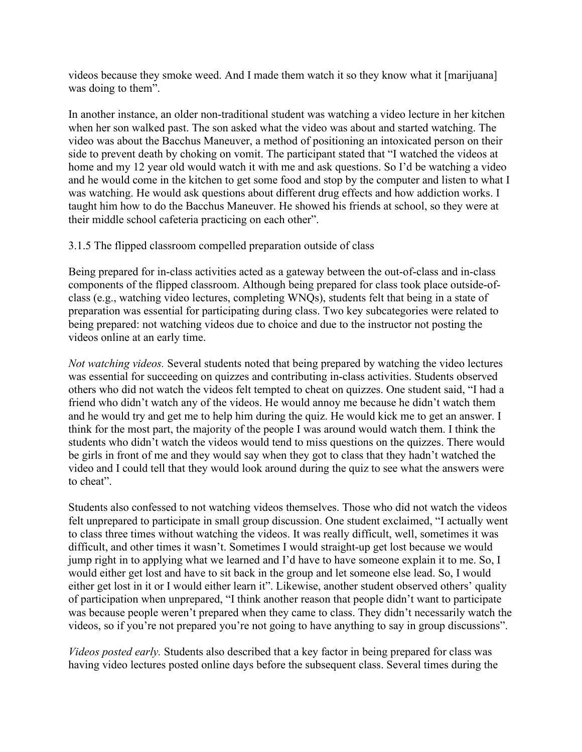videos because they smoke weed. And I made them watch it so they know what it [marijuana] was doing to them".

In another instance, an older non-traditional student was watching a video lecture in her kitchen when her son walked past. The son asked what the video was about and started watching. The video was about the Bacchus Maneuver, a method of positioning an intoxicated person on their side to prevent death by choking on vomit. The participant stated that "I watched the videos at home and my 12 year old would watch it with me and ask questions. So I'd be watching a video and he would come in the kitchen to get some food and stop by the computer and listen to what I was watching. He would ask questions about different drug effects and how addiction works. I taught him how to do the Bacchus Maneuver. He showed his friends at school, so they were at their middle school cafeteria practicing on each other".

### 3.1.5 The flipped classroom compelled preparation outside of class

Being prepared for in-class activities acted as a gateway between the out-of-class and in-class components of the flipped classroom. Although being prepared for class took place outside-of-class (e.g., watching video lectures, completing WNQs), students felt that being in a state of preparation was essential for participating during class. Two key subcategories were related to being prepared: not watching videos due to choice and due to the instructor not posting the videos online at an early time.

*Not watching videos.* Several students noted that being prepared by watching the video lectures was essential for succeeding on quizzes and contributing in-class activities. Students observed others who did not watch the videos felt tempted to cheat on quizzes. One student said, "I had a friend who didn't watch any of the videos. He would annoy me because he didn't watch them and he would try and get me to help him during the quiz. He would kick me to get an answer. I think for the most part, the majority of the people I was around would watch them. I think the students who didn't watch the videos would tend to miss questions on the quizzes. There would be girls in front of me and they would say when they got to class that they hadn't watched the video and I could tell that they would look around during the quiz to see what the answers were to cheat".

Students also confessed to not watching videos themselves. Those who did not watch the videos felt unprepared to participate in small group discussion. One student exclaimed, "I actually went to class three times without watching the videos. It was really difficult, well, sometimes it was difficult, and other times it wasn't. Sometimes I would straight-up get lost because we would jump right in to applying what we learned and I'd have to have someone explain it to me. So, I would either get lost and have to sit back in the group and let someone else lead. So, I would either get lost in it or I would either learn it". Likewise, another student observed others' quality of participation when unprepared, "I think another reason that people didn't want to participate was because people weren't prepared when they came to class. They didn't necessarily watch the videos, so if you're not prepared you're not going to have anything to say in group discussions".

*Videos posted early.* Students also described that a key factor in being prepared for class was having video lectures posted online days before the subsequent class. Several times during the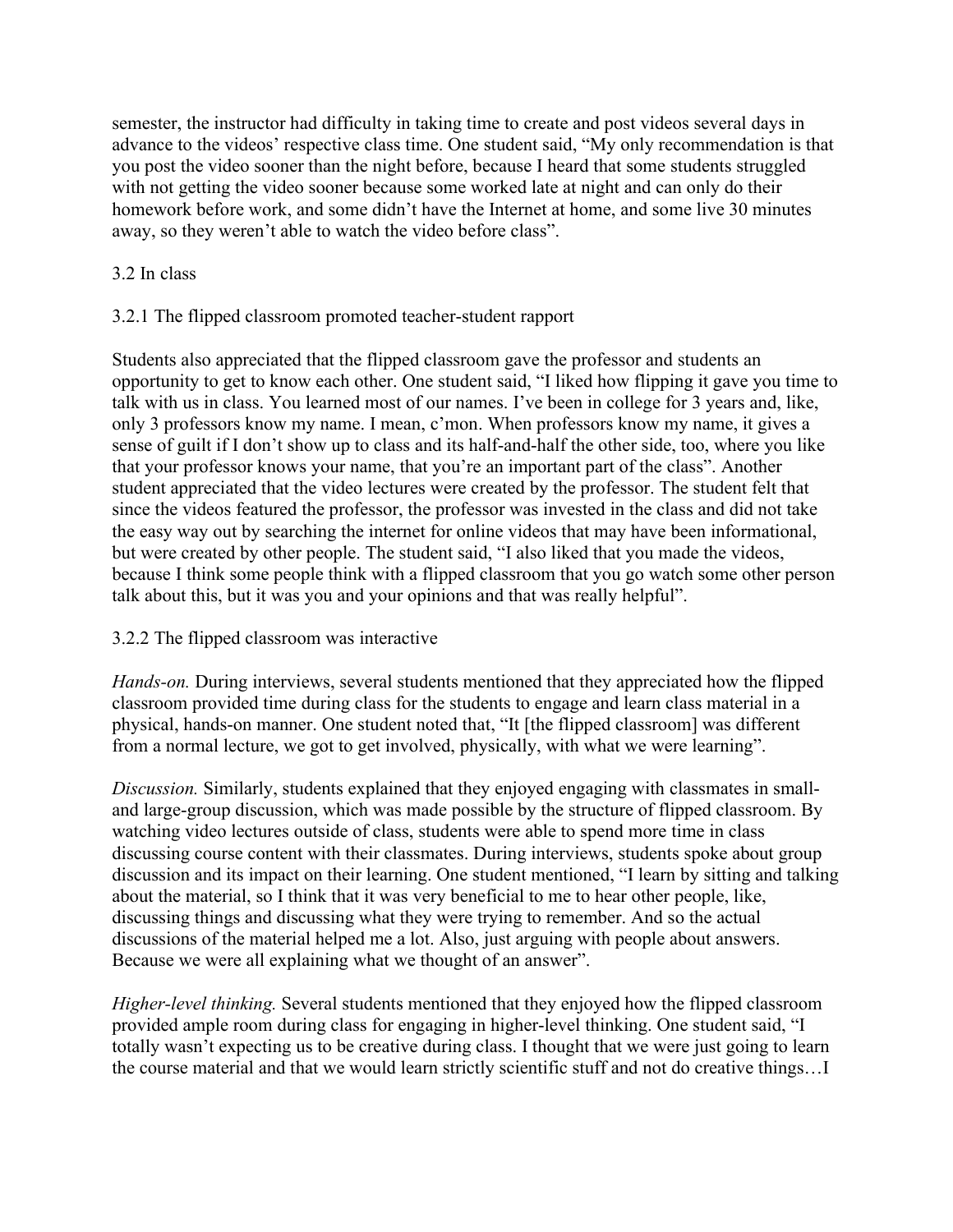semester, the instructor had difficulty in taking time to create and post videos several days in advance to the videos' respective class time. One student said, "My only recommendation is that you post the video sooner than the night before, because I heard that some students struggled with not getting the video sooner because some worked late at night and can only do their homework before work, and some didn't have the Internet at home, and some live 30 minutes away, so they weren't able to watch the video before class".

### 3.2 In class

#### 3.2.1 The flipped classroom promoted teacher-student rapport

Students also appreciated that the flipped classroom gave the professor and students an opportunity to get to know each other. One student said, "I liked how flipping it gave you time to talk with us in class. You learned most of our names. I've been in college for 3 years and, like, only 3 professors know my name. I mean, c'mon. When professors know my name, it gives a sense of guilt if I don't show up to class and its half-and-half the other side, too, where you like that your professor knows your name, that you're an important part of the class". Another student appreciated that the video lectures were created by the professor. The student felt that since the videos featured the professor, the professor was invested in the class and did not take the easy way out by searching the internet for online videos that may have been informational, but were created by other people. The student said, "I also liked that you made the videos, because I think some people think with a flipped classroom that you go watch some other person talk about this, but it was you and your opinions and that was really helpful".

#### 3.2.2 The flipped classroom was interactive

*Hands-on.* During interviews, several students mentioned that they appreciated how the flipped classroom provided time during class for the students to engage and learn class material in a physical, hands-on manner. One student noted that, "It [the flipped classroom] was different from a normal lecture, we got to get involved, physically, with what we were learning".

*Discussion.* Similarly, students explained that they enjoyed engaging with classmates in small- and large-group discussion, which was made possible by the structure of flipped classroom. By watching video lectures outside of class, students were able to spend more time in class discussing course content with their classmates. During interviews, students spoke about group discussion and its impact on their learning. One student mentioned, "I learn by sitting and talking about the material, so I think that it was very beneficial to me to hear other people, like, discussing things and discussing what they were trying to remember. And so the actual discussions of the material helped me a lot. Also, just arguing with people about answers. Because we were all explaining what we thought of an answer".

*Higher-level thinking.* Several students mentioned that they enjoyed how the flipped classroom provided ample room during class for engaging in higher-level thinking. One student said, "I totally wasn't expecting us to be creative during class. I thought that we were just going to learn the course material and that we would learn strictly scientific stuff and not do creative things…I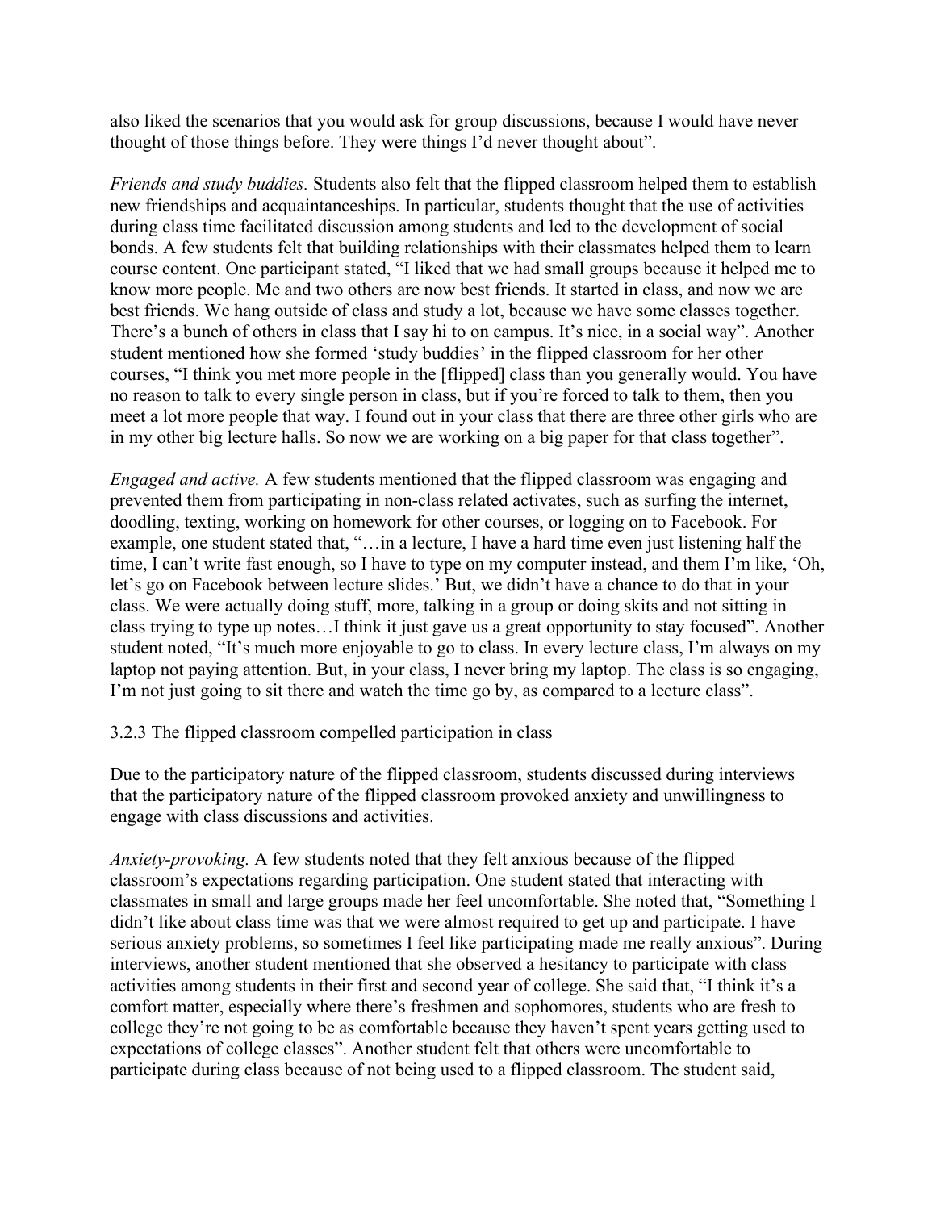also liked the scenarios that you would ask for group discussions, because I would have never thought of those things before. They were things I'd never thought about".

*Friends and study buddies.* Students also felt that the flipped classroom helped them to establish new friendships and acquaintanceships. In particular, students thought that the use of activities during class time facilitated discussion among students and led to the development of social bonds. A few students felt that building relationships with their classmates helped them to learn course content. One participant stated, "I liked that we had small groups because it helped me to know more people. Me and two others are now best friends. It started in class, and now we are best friends. We hang outside of class and study a lot, because we have some classes together. There's a bunch of others in class that I say hi to on campus. It's nice, in a social way". Another student mentioned how she formed 'study buddies' in the flipped classroom for her other courses, "I think you met more people in the [flipped] class than you generally would. You have no reason to talk to every single person in class, but if you're forced to talk to them, then you meet a lot more people that way. I found out in your class that there are three other girls who are in my other big lecture halls. So now we are working on a big paper for that class together".

*Engaged and active.* A few students mentioned that the flipped classroom was engaging and prevented them from participating in non-class related activates, such as surfing the internet, doodling, texting, working on homework for other courses, or logging on to Facebook. For example, one student stated that, "…in a lecture, I have a hard time even just listening half the time, I can't write fast enough, so I have to type on my computer instead, and them I'm like, 'Oh, let's go on Facebook between lecture slides.' But, we didn't have a chance to do that in your class. We were actually doing stuff, more, talking in a group or doing skits and not sitting in class trying to type up notes…I think it just gave us a great opportunity to stay focused". Another student noted, "It's much more enjoyable to go to class. In every lecture class, I'm always on my laptop not paying attention. But, in your class, I never bring my laptop. The class is so engaging, I'm not just going to sit there and watch the time go by, as compared to a lecture class".

### 3.2.3 The flipped classroom compelled participation in class

Due to the participatory nature of the flipped classroom, students discussed during interviews that the participatory nature of the flipped classroom provoked anxiety and unwillingness to engage with class discussions and activities.

*Anxiety-provoking.* A few students noted that they felt anxious because of the flipped classroom's expectations regarding participation. One student stated that interacting with classmates in small and large groups made her feel uncomfortable. She noted that, "Something I didn't like about class time was that we were almost required to get up and participate. I have serious anxiety problems, so sometimes I feel like participating made me really anxious". During interviews, another student mentioned that she observed a hesitancy to participate with class activities among students in their first and second year of college. She said that, "I think it's a comfort matter, especially where there's freshmen and sophomores, students who are fresh to college they're not going to be as comfortable because they haven't spent years getting used to expectations of college classes". Another student felt that others were uncomfortable to participate during class because of not being used to a flipped classroom. The student said,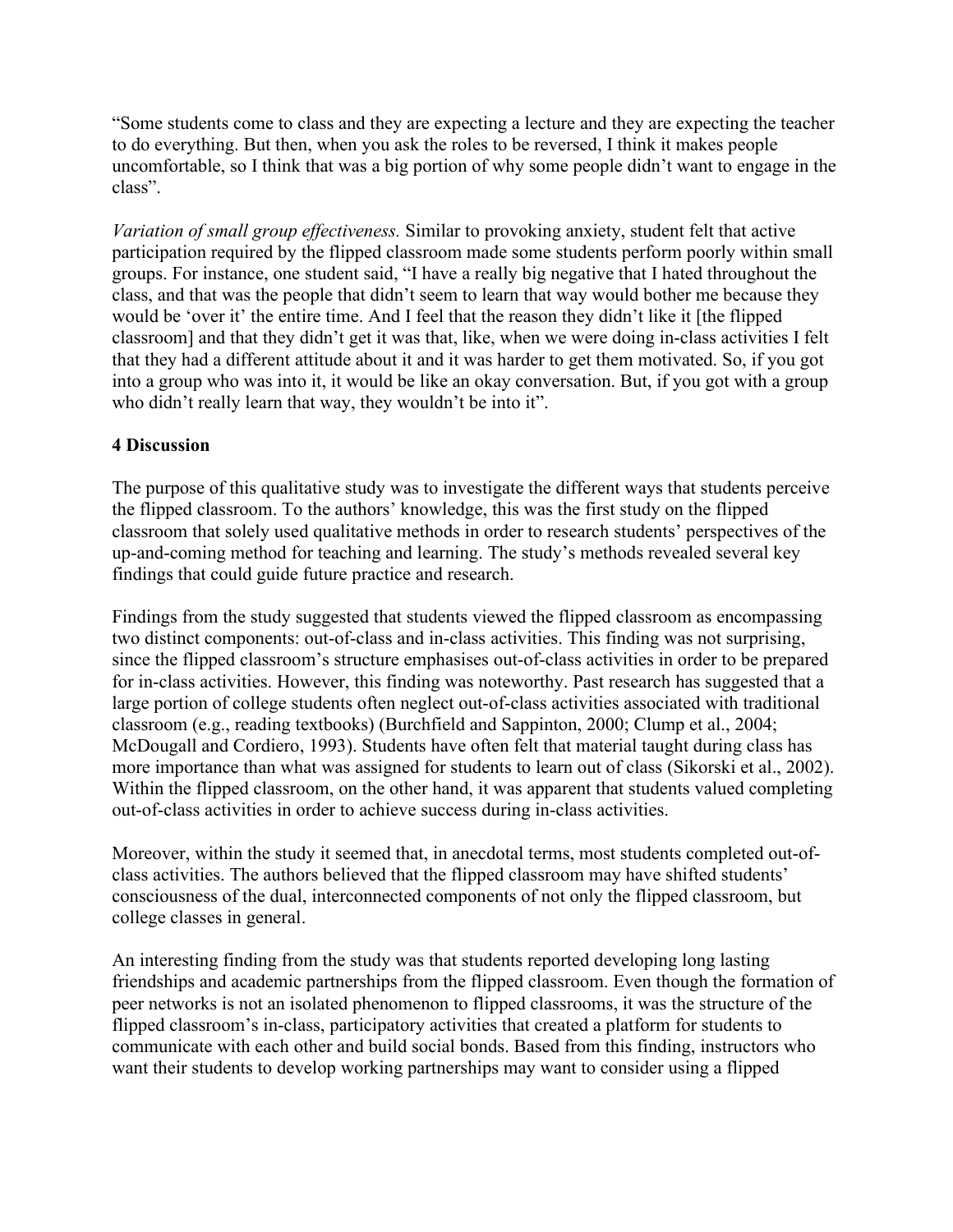"Some students come to class and they are expecting a lecture and they are expecting the teacher to do everything. But then, when you ask the roles to be reversed, I think it makes people uncomfortable, so I think that was a big portion of why some people didn't want to engage in the class".

*Variation of small group effectiveness.* Similar to provoking anxiety, student felt that active participation required by the flipped classroom made some students perform poorly within small groups. For instance, one student said, "I have a really big negative that I hated throughout the class, and that was the people that didn't seem to learn that way would bother me because they would be 'over it' the entire time. And I feel that the reason they didn't like it [the flipped classroom] and that they didn't get it was that, like, when we were doing in-class activities I felt that they had a different attitude about it and it was harder to get them motivated. So, if you got into a group who was into it, it would be like an okay conversation. But, if you got with a group who didn't really learn that way, they wouldn't be into it".

## 4 Discussion

The purpose of this qualitative study was to investigate the different ways that students perceive the flipped classroom. To the authors' knowledge, this was the first study on the flipped classroom that solely used qualitative methods in order to research students' perspectives of the up-and-coming method for teaching and learning. The study's methods revealed several key findings that could guide future practice and research.

Findings from the study suggested that students viewed the flipped classroom as encompassing two distinct components: out-of-class and in-class activities. This finding was not surprising, since the flipped classroom's structure emphasises out-of-class activities in order to be prepared for in-class activities. However, this finding was noteworthy. Past research has suggested that a large portion of college students often neglect out-of-class activities associated with traditional classroom (e.g., reading textbooks) (Burchfield and Sappinton, 2000; Clump et al., 2004; McDougall and Cordiero, 1993). Students have often felt that material taught during class has more importance than what was assigned for students to learn out of class (Sikorski et al., 2002). Within the flipped classroom, on the other hand, it was apparent that students valued completing out-of-class activities in order to achieve success during in-class activities.

Moreover, within the study it seemed that, in anecdotal terms, most students completed out-of-class activities. The authors believed that the flipped classroom may have shifted students' consciousness of the dual, interconnected components of not only the flipped classroom, but college classes in general.

An interesting finding from the study was that students reported developing long lasting friendships and academic partnerships from the flipped classroom. Even though the formation of peer networks is not an isolated phenomenon to flipped classrooms, it was the structure of the flipped classroom's in-class, participatory activities that created a platform for students to communicate with each other and build social bonds. Based from this finding, instructors who want their students to develop working partnerships may want to consider using a flipped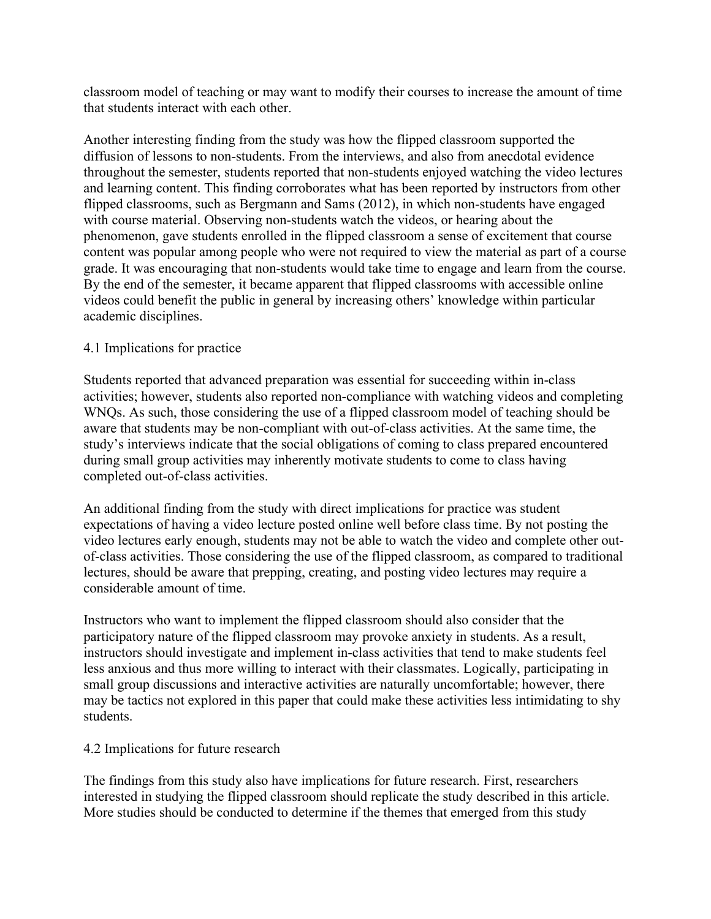classroom model of teaching or may want to modify their courses to increase the amount of time that students interact with each other.

Another interesting finding from the study was how the flipped classroom supported the diffusion of lessons to non-students. From the interviews, and also from anecdotal evidence throughout the semester, students reported that non-students enjoyed watching the video lectures and learning content. This finding corroborates what has been reported by instructors from other flipped classrooms, such as Bergmann and Sams (2012), in which non-students have engaged with course material. Observing non-students watch the videos, or hearing about the phenomenon, gave students enrolled in the flipped classroom a sense of excitement that course content was popular among people who were not required to view the material as part of a course grade. It was encouraging that non-students would take time to engage and learn from the course. By the end of the semester, it became apparent that flipped classrooms with accessible online videos could benefit the public in general by increasing others' knowledge within particular academic disciplines.

## 4.1 Implications for practice

Students reported that advanced preparation was essential for succeeding within in-class activities; however, students also reported non-compliance with watching videos and completing WNQs. As such, those considering the use of a flipped classroom model of teaching should be aware that students may be non-compliant with out-of-class activities. At the same time, the study's interviews indicate that the social obligations of coming to class prepared encountered during small group activities may inherently motivate students to come to class having completed out-of-class activities.

An additional finding from the study with direct implications for practice was student expectations of having a video lecture posted online well before class time. By not posting the video lectures early enough, students may not be able to watch the video and complete other out-of-class activities. Those considering the use of the flipped classroom, as compared to traditional lectures, should be aware that prepping, creating, and posting video lectures may require a considerable amount of time.

Instructors who want to implement the flipped classroom should also consider that the participatory nature of the flipped classroom may provoke anxiety in students. As a result, instructors should investigate and implement in-class activities that tend to make students feel less anxious and thus more willing to interact with their classmates. Logically, participating in small group discussions and interactive activities are naturally uncomfortable; however, there may be tactics not explored in this paper that could make these activities less intimidating to shy students.

## 4.2 Implications for future research

The findings from this study also have implications for future research. First, researchers interested in studying the flipped classroom should replicate the study described in this article. More studies should be conducted to determine if the themes that emerged from this study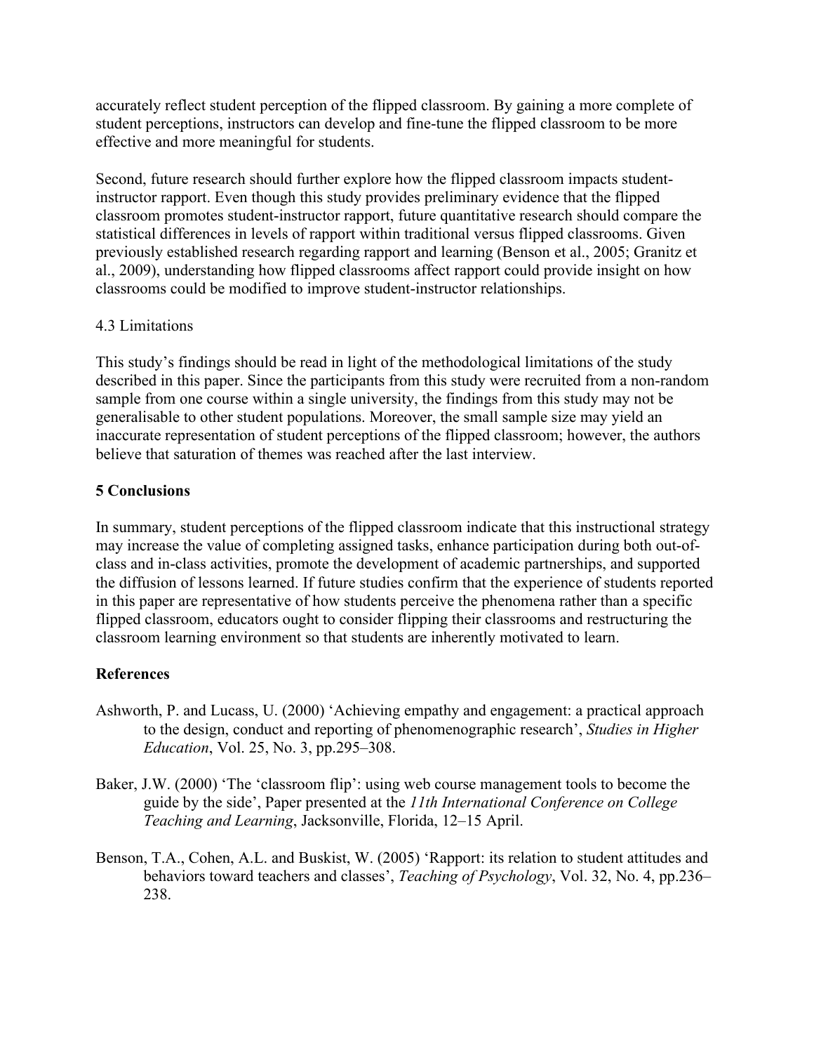accurately reflect student perception of the flipped classroom. By gaining a more complete of student perceptions, instructors can develop and fine-tune the flipped classroom to be more effective and more meaningful for students.

Second, future research should further explore how the flipped classroom impacts student-instructor rapport. Even though this study provides preliminary evidence that the flipped classroom promotes student-instructor rapport, future quantitative research should compare the statistical differences in levels of rapport within traditional versus flipped classrooms. Given previously established research regarding rapport and learning (Benson et al., 2005; Granitz et al., 2009), understanding how flipped classrooms affect rapport could provide insight on how classrooms could be modified to improve student-instructor relationships.

### 4.3 Limitations

This study's findings should be read in light of the methodological limitations of the study described in this paper. Since the participants from this study were recruited from a non-random sample from one course within a single university, the findings from this study may not be generalisable to other student populations. Moreover, the small sample size may yield an inaccurate representation of student perceptions of the flipped classroom; however, the authors believe that saturation of themes was reached after the last interview.

## 5 Conclusions

In summary, student perceptions of the flipped classroom indicate that this instructional strategy may increase the value of completing assigned tasks, enhance participation during both out-of-class and in-class activities, promote the development of academic partnerships, and supported the diffusion of lessons learned. If future studies confirm that the experience of students reported in this paper are representative of how students perceive the phenomena rather than a specific flipped classroom, educators ought to consider flipping their classrooms and restructuring the classroom learning environment so that students are inherently motivated to learn.

## References

Ashworth, P. and Lucass, U. (2000) 'Achieving empathy and engagement: a practical approach to the design, conduct and reporting of phenomenographic research', *Studies in Higher Education*, Vol. 25, No. 3, pp.295–308.

Baker, J.W. (2000) 'The 'classroom flip': using web course management tools to become the guide by the side', Paper presented at the *11th International Conference on College Teaching and Learning*, Jacksonville, Florida, 12–15 April.

Benson, T.A., Cohen, A.L. and Buskist, W. (2005) 'Rapport: its relation to student attitudes and behaviors toward teachers and classes', *Teaching of Psychology*, Vol. 32, No. 4, pp.236–238.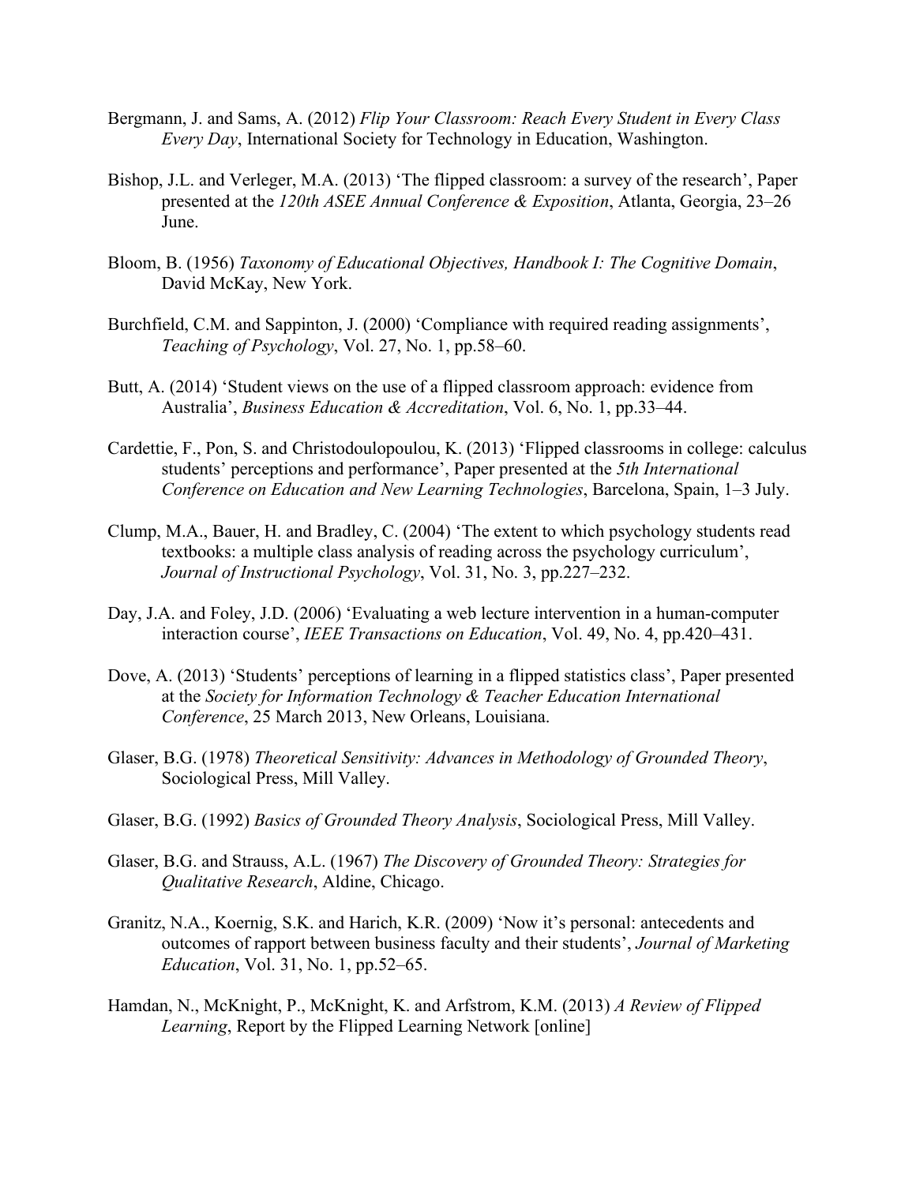Bergmann, J. and Sams, A. (2012) *Flip Your Classroom: Reach Every Student in Every Class Every Day*, International Society for Technology in Education, Washington.

Bishop, J.L. and Verleger, M.A. (2013) 'The flipped classroom: a survey of the research', Paper presented at the *120th ASEE Annual Conference & Exposition*, Atlanta, Georgia, 23–26 June.

Bloom, B. (1956) *Taxonomy of Educational Objectives, Handbook I: The Cognitive Domain*, David McKay, New York.

Burchfield, C.M. and Sappinton, J. (2000) 'Compliance with required reading assignments', *Teaching of Psychology*, Vol. 27, No. 1, pp.58–60.

Butt, A. (2014) 'Student views on the use of a flipped classroom approach: evidence from Australia', *Business Education & Accreditation*, Vol. 6, No. 1, pp.33–44.

Cardettie, F., Pon, S. and Christodoulopoulou, K. (2013) 'Flipped classrooms in college: calculus students' perceptions and performance', Paper presented at the *5th International Conference on Education and New Learning Technologies*, Barcelona, Spain, 1–3 July.

Clump, M.A., Bauer, H. and Bradley, C. (2004) 'The extent to which psychology students read textbooks: a multiple class analysis of reading across the psychology curriculum', *Journal of Instructional Psychology*, Vol. 31, No. 3, pp.227–232.

Day, J.A. and Foley, J.D. (2006) 'Evaluating a web lecture intervention in a human-computer interaction course', *IEEE Transactions on Education*, Vol. 49, No. 4, pp.420–431.

Dove, A. (2013) 'Students' perceptions of learning in a flipped statistics class', Paper presented at the *Society for Information Technology & Teacher Education International Conference*, 25 March 2013, New Orleans, Louisiana.

Glaser, B.G. (1978) *Theoretical Sensitivity: Advances in Methodology of Grounded Theory*, Sociological Press, Mill Valley.

Glaser, B.G. (1992) *Basics of Grounded Theory Analysis*, Sociological Press, Mill Valley.

Glaser, B.G. and Strauss, A.L. (1967) *The Discovery of Grounded Theory: Strategies for Qualitative Research*, Aldine, Chicago.

Granitz, N.A., Koernig, S.K. and Harich, K.R. (2009) 'Now it's personal: antecedents and outcomes of rapport between business faculty and their students', *Journal of Marketing Education*, Vol. 31, No. 1, pp.52–65.

Hamdan, N., McKnight, P., McKnight, K. and Arfstrom, K.M. (2013) *A Review of Flipped Learning*, Report by the Flipped Learning Network [online]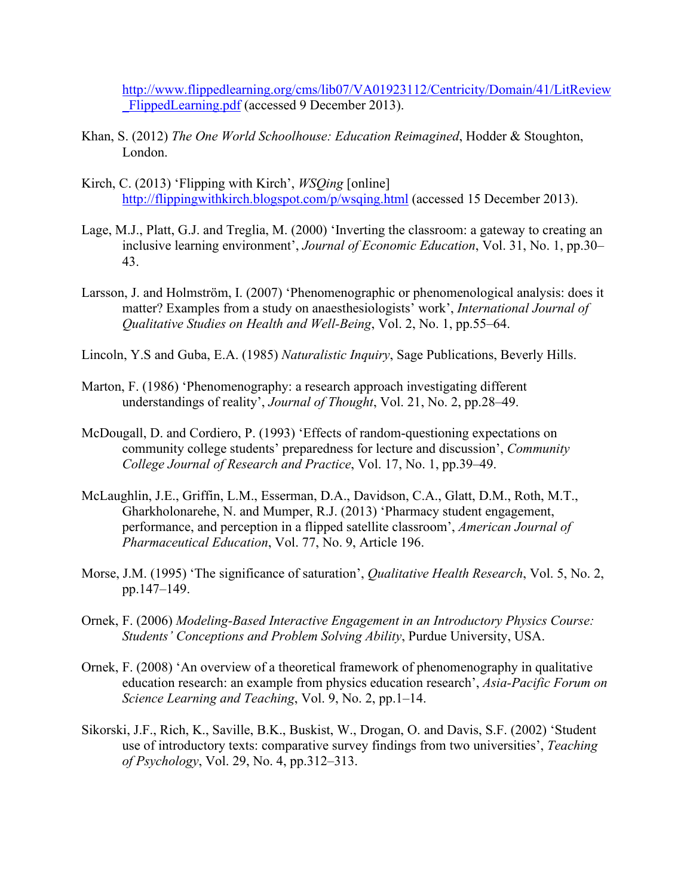http://www.flippedlearning.org/cms/lib07/VA01923112/Centricity/Domain/41/LitReview_FlippedLearning.pdf (accessed 9 December 2013).

Khan, S. (2012) *The One World Schoolhouse: Education Reimagined*, Hodder & Stoughton, London.

Kirch, C. (2013) 'Flipping with Kirch', *WSQing* [online] http://flippingwithkirch.blogspot.com/p/wsqing.html (accessed 15 December 2013).

Lage, M.J., Platt, G.J. and Treglia, M. (2000) 'Inverting the classroom: a gateway to creating an inclusive learning environment', *Journal of Economic Education*, Vol. 31, No. 1, pp.30–43.

Larsson, J. and Holmström, I. (2007) 'Phenomenographic or phenomenological analysis: does it matter? Examples from a study on anaesthesiologists' work', *International Journal of Qualitative Studies on Health and Well-Being*, Vol. 2, No. 1, pp.55–64.

Lincoln, Y.S and Guba, E.A. (1985) *Naturalistic Inquiry*, Sage Publications, Beverly Hills.

Marton, F. (1986) 'Phenomenography: a research approach investigating different understandings of reality', *Journal of Thought*, Vol. 21, No. 2, pp.28–49.

McDougall, D. and Cordiero, P. (1993) 'Effects of random-questioning expectations on community college students' preparedness for lecture and discussion', *Community College Journal of Research and Practice*, Vol. 17, No. 1, pp.39–49.

McLaughlin, J.E., Griffin, L.M., Esserman, D.A., Davidson, C.A., Glatt, D.M., Roth, M.T., Gharkholonarehe, N. and Mumper, R.J. (2013) 'Pharmacy student engagement, performance, and perception in a flipped satellite classroom', *American Journal of Pharmaceutical Education*, Vol. 77, No. 9, Article 196.

Morse, J.M. (1995) 'The significance of saturation', *Qualitative Health Research*, Vol. 5, No. 2, pp.147–149.

Ornek, F. (2006) *Modeling-Based Interactive Engagement in an Introductory Physics Course: Students' Conceptions and Problem Solving Ability*, Purdue University, USA.

Ornek, F. (2008) 'An overview of a theoretical framework of phenomenography in qualitative education research: an example from physics education research', *Asia-Pacific Forum on Science Learning and Teaching*, Vol. 9, No. 2, pp.1–14.

Sikorski, J.F., Rich, K., Saville, B.K., Buskist, W., Drogan, O. and Davis, S.F. (2002) 'Student use of introductory texts: comparative survey findings from two universities', *Teaching of Psychology*, Vol. 29, No. 4, pp.312–313.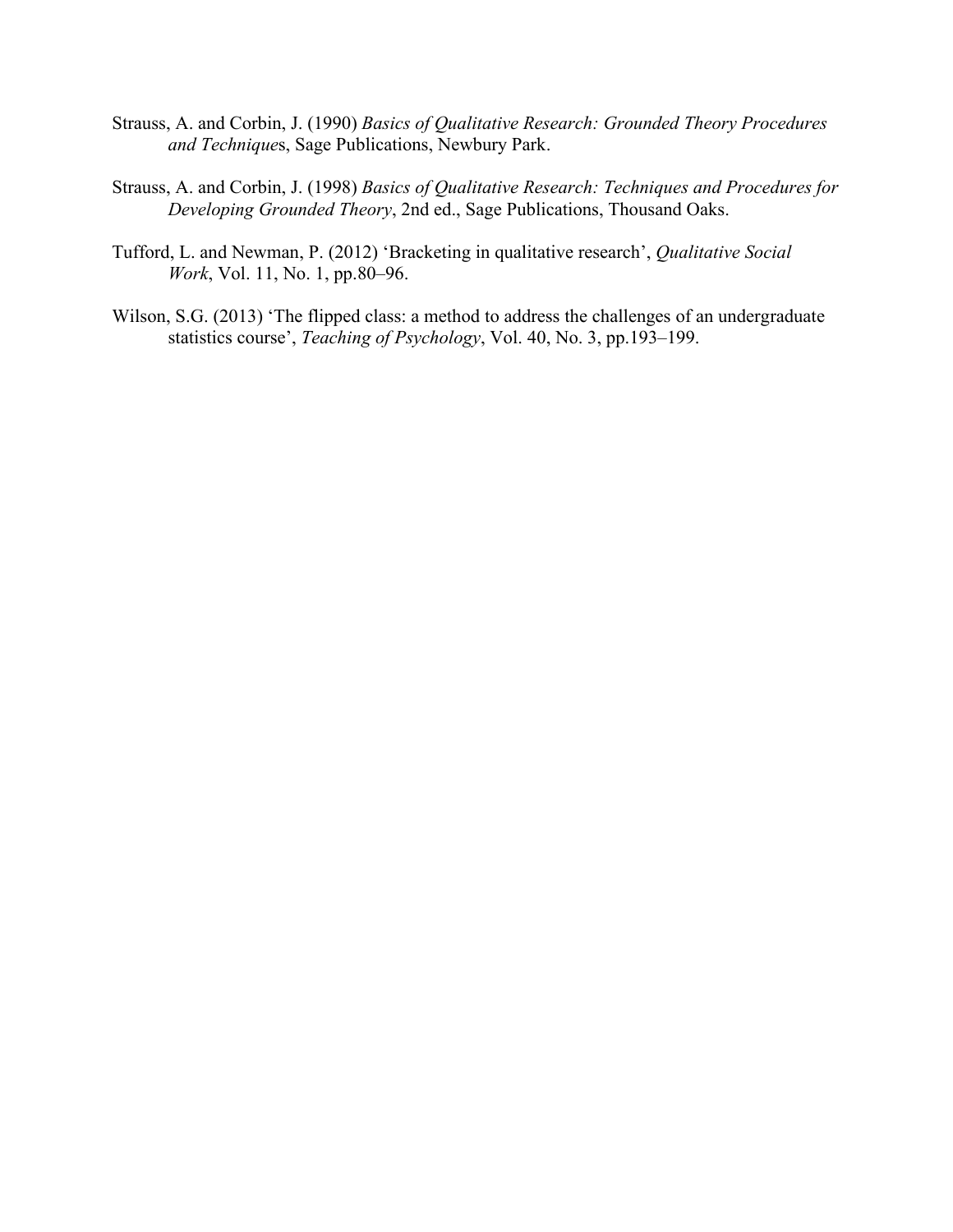Strauss, A. and Corbin, J. (1990) *Basics of Qualitative Research: Grounded Theory Procedures and Techniques*, Sage Publications, Newbury Park.

Strauss, A. and Corbin, J. (1998) *Basics of Qualitative Research: Techniques and Procedures for Developing Grounded Theory*, 2nd ed., Sage Publications, Thousand Oaks.

Tufford, L. and Newman, P. (2012) 'Bracketing in qualitative research', *Qualitative Social Work*, Vol. 11, No. 1, pp.80–96.

Wilson, S.G. (2013) 'The flipped class: a method to address the challenges of an undergraduate statistics course', *Teaching of Psychology*, Vol. 40, No. 3, pp.193–199.